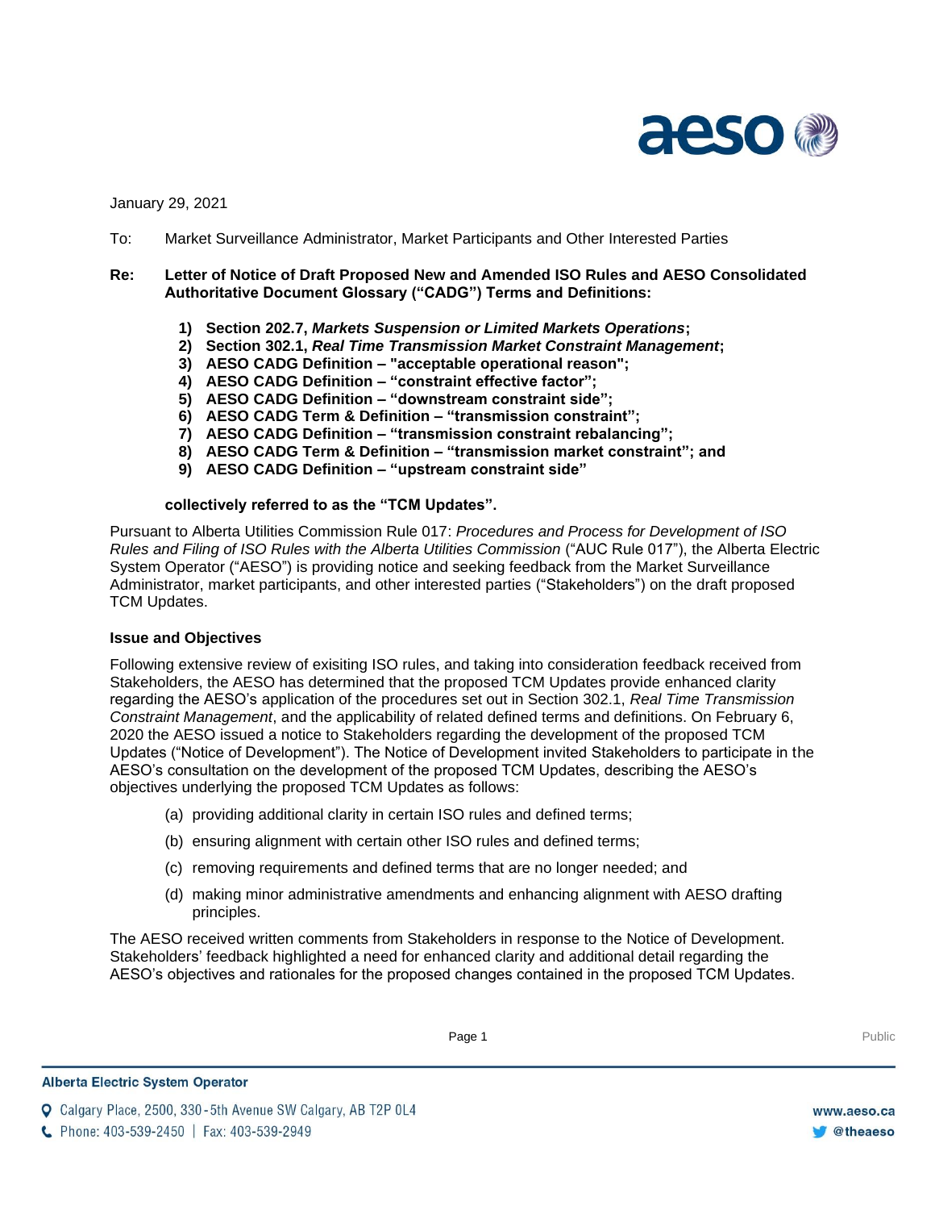January 29, 2021

To: Market Surveillance Administrator, Market Participants and Other Interested Parties

**Re: Letter of Notice of Draft Proposed New and Amended ISO Rules and AESO Consolidated Authoritative Document Glossary ("CADG") Terms and Definitions:**

1) **Section 202.7, *Markets Suspension or Limited Markets Operations*;**
2) **Section 302.1, *Real Time Transmission Market Constraint Management*;**
3) **AESO CADG Definition – "acceptable operational reason";**
4) **AESO CADG Definition – "constraint effective factor";**
5) **AESO CADG Definition – "downstream constraint side";**
6) **AESO CADG Term & Definition – "transmission constraint";**
7) **AESO CADG Definition – "transmission constraint rebalancing";**
8) **AESO CADG Term & Definition – "transmission market constraint"; and**
9) **AESO CADG Definition – "upstream constraint side"**

**collectively referred to as the "TCM Updates".**

Pursuant to Alberta Utilities Commission Rule 017: *Procedures and Process for Development of ISO Rules and Filing of ISO Rules with the Alberta Utilities Commission* ("AUC Rule 017"), the Alberta Electric System Operator ("AESO") is providing notice and seeking feedback from the Market Surveillance Administrator, market participants, and other interested parties ("Stakeholders") on the draft proposed TCM Updates.

**Issue and Objectives**

Following extensive review of exisiting ISO rules, and taking into consideration feedback received from Stakeholders, the AESO has determined that the proposed TCM Updates provide enhanced clarity regarding the AESO's application of the procedures set out in Section 302.1, *Real Time Transmission Constraint Management*, and the applicability of related defined terms and definitions. On February 6, 2020 the AESO issued a notice to Stakeholders regarding the development of the proposed TCM Updates ("Notice of Development"). The Notice of Development invited Stakeholders to participate in the AESO's consultation on the development of the proposed TCM Updates, describing the AESO's objectives underlying the proposed TCM Updates as follows:

(a) providing additional clarity in certain ISO rules and defined terms;

(b) ensuring alignment with certain other ISO rules and defined terms;

(c) removing requirements and defined terms that are no longer needed; and

(d) making minor administrative amendments and enhancing alignment with AESO drafting principles.

The AESO received written comments from Stakeholders in response to the Notice of Development. Stakeholders' feedback highlighted a need for enhanced clarity and additional detail regarding the AESO's objectives and rationales for the proposed changes contained in the proposed TCM Updates.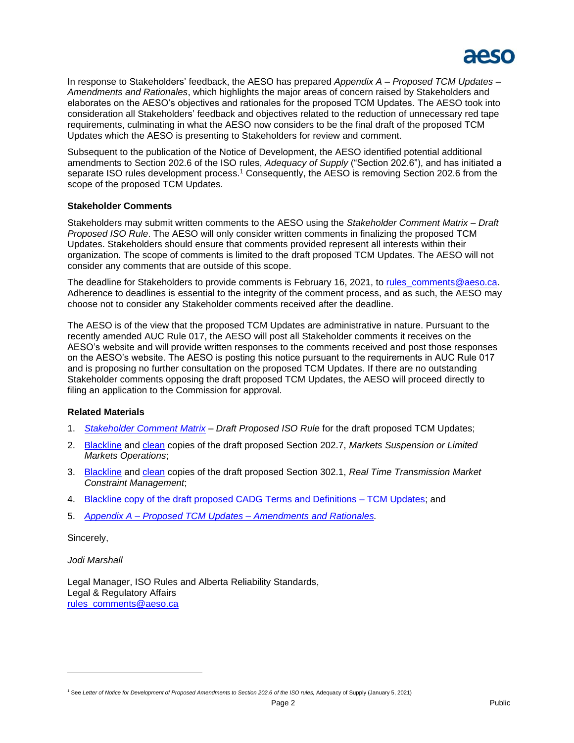In response to Stakeholders' feedback, the AESO has prepared *Appendix A – Proposed TCM Updates – Amendments and Rationales*, which highlights the major areas of concern raised by Stakeholders and elaborates on the AESO's objectives and rationales for the proposed TCM Updates. The AESO took into consideration all Stakeholders' feedback and objectives related to the reduction of unnecessary red tape requirements, culminating in what the AESO now considers to be the final draft of the proposed TCM Updates which the AESO is presenting to Stakeholders for review and comment.

Subsequent to the publication of the Notice of Development, the AESO identified potential additional amendments to Section 202.6 of the ISO rules, *Adequacy of Supply* ("Section 202.6"), and has initiated a separate ISO rules development process.[1] Consequently, the AESO is removing Section 202.6 from the scope of the proposed TCM Updates.

**Stakeholder Comments**

Stakeholders may submit written comments to the AESO using the *Stakeholder Comment Matrix – Draft Proposed ISO Rule*. The AESO will only consider written comments in finalizing the proposed TCM Updates. Stakeholders should ensure that comments provided represent all interests within their organization. The scope of comments is limited to the draft proposed TCM Updates. The AESO will not consider any comments that are outside of this scope.

The deadline for Stakeholders to provide comments is February 16, 2021, to rules_comments@aeso.ca. Adherence to deadlines is essential to the integrity of the comment process, and as such, the AESO may choose not to consider any Stakeholder comments received after the deadline.

The AESO is of the view that the proposed TCM Updates are administrative in nature. Pursuant to the recently amended AUC Rule 017, the AESO will post all Stakeholder comments it receives on the AESO's website and will provide written responses to the comments received and post those responses on the AESO's website. The AESO is posting this notice pursuant to the requirements in AUC Rule 017 and is proposing no further consultation on the proposed TCM Updates. If there are no outstanding Stakeholder comments opposing the draft proposed TCM Updates, the AESO will proceed directly to filing an application to the Commission for approval.

**Related Materials**

1. *Stakeholder Comment Matrix – Draft Proposed ISO Rule* for the draft proposed TCM Updates;
2. Blackline and clean copies of the draft proposed Section 202.7, *Markets Suspension or Limited Markets Operations*;
3. Blackline and clean copies of the draft proposed Section 302.1, *Real Time Transmission Market Constraint Management*;
4. Blackline copy of the draft proposed CADG Terms and Definitions – TCM Updates; and
5. *Appendix A – Proposed TCM Updates – Amendments and Rationales.*

Sincerely,

*Jodi Marshall*

Legal Manager, ISO Rules and Alberta Reliability Standards,
Legal & Regulatory Affairs
rules_comments@aeso.ca

[1] See *Letter of Notice for Development of Proposed Amendments to Section 202.6 of the ISO rules,* Adequacy of Supply (January 5, 2021)